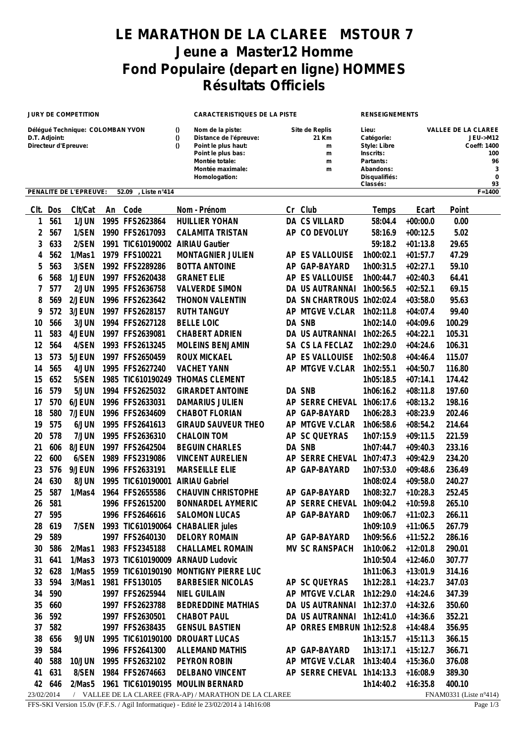# LE MARATHON DE LA CLAREE MSTOUR 7
# Jeune a Master12 Homme
# Fond Populaire (depart en ligne) HOMMES
# Résultats Officiels

| JURY DE COMPETITION | | CARACTERISTIQUES DE LA PISTE | | RENSEIGNEMENTS | |
|---|---|---|---|---|---|
| Délégué Technique: COLOMBAN YVON | () | Nom de la piste: | Site de Replis | Lieu: | VALLEE DE LA CLAREE |
| D.T. Adjoint: | () | Distance de l'épreuve: | 21 Km | Catégorie: | JEU->M12 |
| Directeur d'Epreuve: | () | Point le plus haut: | m | Style: Libre | Coeff: 1400 |
| | | Point le plus bas: | m | Inscrits: | 100 |
| | | Montée totale: | m | Partants: | 96 |
| | | Montée maximale: | m | Abandons: | 3 |
| | | Homologation: | | Disqualifiés: | 0 |
| | | | | Classés: | 93 |

PENALITE DE L'EPREUVE: 52.09 , Liste n°414 — F=1400

| Clt. | Dos | Clt/Cat | An | Code | Nom - Prénom | Cr | Club | Temps | Ecart | Point |
|---|---|---|---|---|---|---|---|---|---|---|
| 1 | 561 | 1/JUN | 1995 | FFS2623864 | HUILLIER YOHAN | DA | CS VILLARD | 58:04.4 | +00:00.0 | 0.00 |
| 2 | 567 | 1/SEN | 1990 | FFS2617093 | CALAMITA TRISTAN | AP | CO DEVOLUY | 58:16.9 | +00:12.5 | 5.02 |
| 3 | 633 | 2/SEN | 1991 | TIC610190002 | AIRIAU Gautier | | | 59:18.2 | +01:13.8 | 29.65 |
| 4 | 562 | 1/Mas1 | 1979 | FFS100221 | MONTAGNIER JULIEN | AP | ES VALLOUISE | 1h00:02.1 | +01:57.7 | 47.29 |
| 5 | 563 | 3/SEN | 1992 | FFS2289286 | BOTTA ANTOINE | AP | GAP-BAYARD | 1h00:31.5 | +02:27.1 | 59.10 |
| 6 | 568 | 1/JEUN | 1997 | FFS2620438 | GRANET ELIE | AP | ES VALLOUISE | 1h00:44.7 | +02:40.3 | 64.41 |
| 7 | 577 | 2/JUN | 1995 | FFS2636758 | VALVERDE SIMON | DA | US AUTRANNAI | 1h00:56.5 | +02:52.1 | 69.15 |
| 8 | 569 | 2/JEUN | 1996 | FFS2623642 | THONON VALENTIN | DA | SN CHARTROUS | 1h02:02.4 | +03:58.0 | 95.63 |
| 9 | 572 | 3/JEUN | 1997 | FFS2628157 | RUTH TANGUY | AP | MTGVE V.CLAR | 1h02:11.8 | +04:07.4 | 99.40 |
| 10 | 566 | 3/JUN | 1994 | FFS2627128 | BELLE LOIC | DA | SNB | 1h02:14.0 | +04:09.6 | 100.29 |
| 11 | 583 | 4/JEUN | 1997 | FFS2639081 | CHABERT ADRIEN | DA | US AUTRANNAI | 1h02:26.5 | +04:22.1 | 105.31 |
| 12 | 564 | 4/SEN | 1993 | FFS2613245 | MOLEINS BENJAMIN | SA | CS LA FECLAZ | 1h02:29.0 | +04:24.6 | 106.31 |
| 13 | 573 | 5/JEUN | 1997 | FFS2650459 | ROUX MICKAEL | AP | ES VALLOUISE | 1h02:50.8 | +04:46.4 | 115.07 |
| 14 | 565 | 4/JUN | 1995 | FFS2627240 | VACHET YANN | AP | MTGVE V.CLAR | 1h02:55.1 | +04:50.7 | 116.80 |
| 15 | 652 | 5/SEN | 1985 | TIC610190249 | THOMAS CLEMENT | | | 1h05:18.5 | +07:14.1 | 174.42 |
| 16 | 579 | 5/JUN | 1994 | FFS2625032 | GIRARDET ANTOINE | DA | SNB | 1h06:16.2 | +08:11.8 | 197.60 |
| 17 | 570 | 6/JEUN | 1996 | FFS2633031 | DAMARIUS JULIEN | AP | SERRE CHEVAL | 1h06:17.6 | +08:13.2 | 198.16 |
| 18 | 580 | 7/JEUN | 1996 | FFS2634609 | CHABOT FLORIAN | AP | GAP-BAYARD | 1h06:28.3 | +08:23.9 | 202.46 |
| 19 | 575 | 6/JUN | 1995 | FFS2641613 | GIRAUD SAUVEUR THEO | AP | MTGVE V.CLAR | 1h06:58.6 | +08:54.2 | 214.64 |
| 20 | 578 | 7/JUN | 1995 | FFS2636310 | CHALOIN TOM | AP | SC QUEYRAS | 1h07:15.9 | +09:11.5 | 221.59 |
| 21 | 606 | 8/JEUN | 1997 | FFS2642504 | BEGUIN CHARLES | DA | SNB | 1h07:44.7 | +09:40.3 | 233.16 |
| 22 | 600 | 6/SEN | 1989 | FFS2319086 | VINCENT AURELIEN | AP | SERRE CHEVAL | 1h07:47.3 | +09:42.9 | 234.20 |
| 23 | 576 | 9/JEUN | 1996 | FFS2633191 | MARSEILLE ELIE | AP | GAP-BAYARD | 1h07:53.0 | +09:48.6 | 236.49 |
| 24 | 630 | 8/JUN | 1995 | TIC610190001 | AIRIAU Gabriel | | | 1h08:02.4 | +09:58.0 | 240.27 |
| 25 | 587 | 1/Mas4 | 1964 | FFS2655586 | CHAUVIN CHRISTOPHE | AP | GAP-BAYARD | 1h08:32.7 | +10:28.3 | 252.45 |
| 26 | 581 | | 1996 | FFS2615200 | BONNARDEL AYMERIC | AP | SERRE CHEVAL | 1h09:04.2 | +10:59.8 | 265.10 |
| 27 | 595 | | 1996 | FFS2646616 | SALOMON LUCAS | AP | GAP-BAYARD | 1h09:06.7 | +11:02.3 | 266.11 |
| 28 | 619 | 7/SEN | 1993 | TIC610190064 | CHABALIER jules | | | 1h09:10.9 | +11:06.5 | 267.79 |
| 29 | 589 | | 1997 | FFS2640130 | DELORY ROMAIN | AP | GAP-BAYARD | 1h09:56.6 | +11:52.2 | 286.16 |
| 30 | 586 | 2/Mas1 | 1983 | FFS2345188 | CHALLAMEL ROMAIN | MV | SC RANSPACH | 1h10:06.2 | +12:01.8 | 290.01 |
| 31 | 641 | 1/Mas3 | 1973 | TIC610190009 | ARNAUD Ludovic | | | 1h10:50.4 | +12:46.0 | 307.77 |
| 32 | 628 | 1/Mas5 | 1959 | TIC610190190 | MONTIGNY PIERRE LUC | | | 1h11:06.3 | +13:01.9 | 314.16 |
| 33 | 594 | 3/Mas1 | 1981 | FFS130105 | BARBESIER NICOLAS | AP | SC QUEYRAS | 1h12:28.1 | +14:23.7 | 347.03 |
| 34 | 590 | | 1997 | FFS2625944 | NIEL GUILAIN | AP | MTGVE V.CLAR | 1h12:29.0 | +14:24.6 | 347.39 |
| 35 | 660 | | 1997 | FFS2623788 | BEDREDDINE MATHIAS | DA | US AUTRANNAI | 1h12:37.0 | +14:32.6 | 350.60 |
| 36 | 592 | | 1997 | FFS2630501 | CHABOT PAUL | DA | US AUTRANNAI | 1h12:41.0 | +14:36.6 | 352.21 |
| 37 | 582 | | 1997 | FFS2638435 | GENSUL BASTIEN | AP | ORRES EMBRUN | 1h12:52.8 | +14:48.4 | 356.95 |
| 38 | 656 | 9/JUN | 1995 | TIC610190100 | DROUART LUCAS | | | 1h13:15.7 | +15:11.3 | 366.15 |
| 39 | 584 | | 1996 | FFS2641300 | ALLEMAND MATHIS | AP | GAP-BAYARD | 1h13:17.1 | +15:12.7 | 366.71 |
| 40 | 588 | 10/JUN | 1995 | FFS2632102 | PEYRON ROBIN | AP | MTGVE V.CLAR | 1h13:40.4 | +15:36.0 | 376.08 |
| 41 | 631 | 8/SEN | 1984 | FFS2674663 | DELBANO VINCENT | AP | SERRE CHEVAL | 1h14:13.3 | +16:08.9 | 389.30 |
| 42 | 646 | 2/Mas5 | 1961 | TIC610190195 | MOULIN BERNARD | | | 1h14:40.2 | +16:35.8 | 400.10 |

23/02/2014 / VALLEE DE LA CLAREE (FRA-AP) / MARATHON DE LA CLAREE — FNAM0331 (Liste n°414)

FFS-SKI Version 15.0v (F.F.S. / Agil Informatique) - Edité le 23/02/2014 à 14h16:08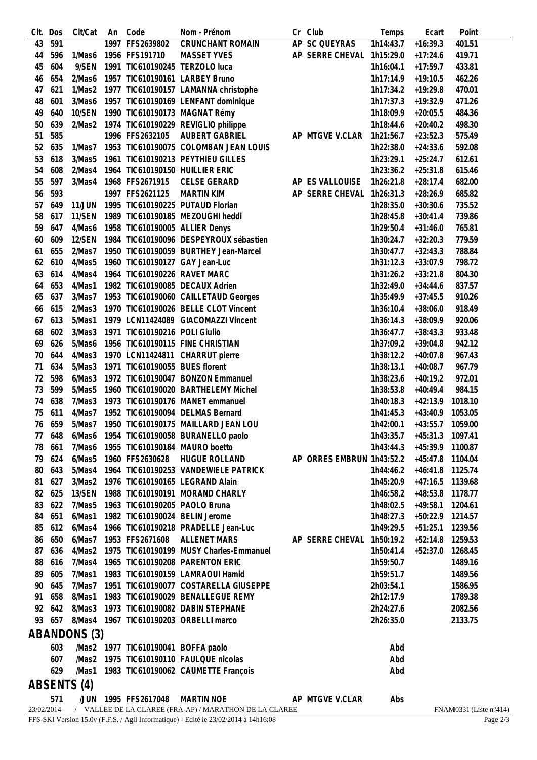| Clt. | Dos | Clt/Cat | An | Code | Nom - Prénom | Cr | Club | Temps | Ecart | Point |
|---|---|---|---|---|---|---|---|---|---|---|
| 43 | 591 | | 1997 | FFS2639802 | CRUNCHANT ROMAIN | AP | SC QUEYRAS | 1h14:43.7 | +16:39.3 | 401.51 |
| 44 | 596 | 1/Mas6 | 1956 | FFS191710 | MASSET YVES | AP | SERRE CHEVAL | 1h15:29.0 | +17:24.6 | 419.71 |
| 45 | 604 | 9/SEN | 1991 | TIC610190245 | TERZOLO luca | | | 1h16:04.1 | +17:59.7 | 433.81 |
| 46 | 654 | 2/Mas6 | 1957 | TIC610190161 | LARBEY Bruno | | | 1h17:14.9 | +19:10.5 | 462.26 |
| 47 | 621 | 1/Mas2 | 1977 | TIC610190157 | LAMANNA christophe | | | 1h17:34.2 | +19:29.8 | 470.01 |
| 48 | 601 | 3/Mas6 | 1957 | TIC610190169 | LENFANT dominique | | | 1h17:37.3 | +19:32.9 | 471.26 |
| 49 | 640 | 10/SEN | 1990 | TIC610190173 | MAGNAT Rémy | | | 1h18:09.9 | +20:05.5 | 484.36 |
| 50 | 639 | 2/Mas2 | 1974 | TIC610190229 | REVIGLIO philippe | | | 1h18:44.6 | +20:40.2 | 498.30 |
| 51 | 585 | | 1996 | FFS2632105 | AUBERT GABRIEL | AP | MTGVE V.CLAR | 1h21:56.7 | +23:52.3 | 575.49 |
| 52 | 635 | 1/Mas7 | 1953 | TIC610190075 | COLOMBAN JEAN LOUIS | | | 1h22:38.0 | +24:33.6 | 592.08 |
| 53 | 618 | 3/Mas5 | 1961 | TIC610190213 | PEYTHIEU GILLES | | | 1h23:29.1 | +25:24.7 | 612.61 |
| 54 | 608 | 2/Mas4 | 1964 | TIC610190150 | HUILLIER ERIC | | | 1h23:36.2 | +25:31.8 | 615.46 |
| 55 | 597 | 3/Mas4 | 1968 | FFS2671915 | CELSE GERARD | AP | ES VALLOUISE | 1h26:21.8 | +28:17.4 | 682.00 |
| 56 | 593 | | 1997 | FFS2621125 | MARTIN KIM | AP | SERRE CHEVAL | 1h26:31.3 | +28:26.9 | 685.82 |
| 57 | 649 | 11/JUN | 1995 | TIC610190225 | PUTAUD Florian | | | 1h28:35.0 | +30:30.6 | 735.52 |
| 58 | 617 | 11/SEN | 1989 | TIC610190185 | MEZOUGHI heddi | | | 1h28:45.8 | +30:41.4 | 739.86 |
| 59 | 647 | 4/Mas6 | 1958 | TIC610190005 | ALLIER Denys | | | 1h29:50.4 | +31:46.0 | 765.81 |
| 60 | 609 | 12/SEN | 1984 | TIC610190096 | DESPEYROUX sébastien | | | 1h30:24.7 | +32:20.3 | 779.59 |
| 61 | 655 | 2/Mas7 | 1950 | TIC610190059 | BURTHEY Jean-Marcel | | | 1h30:47.7 | +32:43.3 | 788.84 |
| 62 | 610 | 4/Mas5 | 1960 | TIC610190127 | GAY Jean-Luc | | | 1h31:12.3 | +33:07.9 | 798.72 |
| 63 | 614 | 4/Mas4 | 1964 | TIC610190226 | RAVET MARC | | | 1h31:26.2 | +33:21.8 | 804.30 |
| 64 | 653 | 4/Mas1 | 1982 | TIC610190085 | DECAUX Adrien | | | 1h32:49.0 | +34:44.6 | 837.57 |
| 65 | 637 | 3/Mas7 | 1953 | TIC610190060 | CAILLETAUD Georges | | | 1h35:49.9 | +37:45.5 | 910.26 |
| 66 | 615 | 2/Mas3 | 1970 | TIC610190026 | BELLE CLOT Vincent | | | 1h36:10.4 | +38:06.0 | 918.49 |
| 67 | 613 | 5/Mas1 | 1979 | LCN11424089 | GIACOMAZZI Vincent | | | 1h36:14.3 | +38:09.9 | 920.06 |
| 68 | 602 | 3/Mas3 | 1971 | TIC610190216 | POLI Giulio | | | 1h36:47.7 | +38:43.3 | 933.48 |
| 69 | 626 | 5/Mas6 | 1956 | TIC610190115 | FINE CHRISTIAN | | | 1h37:09.2 | +39:04.8 | 942.12 |
| 70 | 644 | 4/Mas3 | 1970 | LCN11424811 | CHARRUT pierre | | | 1h38:12.2 | +40:07.8 | 967.43 |
| 71 | 634 | 5/Mas3 | 1971 | TIC610190055 | BUES florent | | | 1h38:13.1 | +40:08.7 | 967.79 |
| 72 | 598 | 6/Mas3 | 1972 | TIC610190047 | BONZON Emmanuel | | | 1h38:23.6 | +40:19.2 | 972.01 |
| 73 | 599 | 5/Mas5 | 1960 | TIC610190020 | BARTHELEMY Michel | | | 1h38:53.8 | +40:49.4 | 984.15 |
| 74 | 638 | 7/Mas3 | 1973 | TIC610190176 | MANET emmanuel | | | 1h40:18.3 | +42:13.9 | 1018.10 |
| 75 | 611 | 4/Mas7 | 1952 | TIC610190094 | DELMAS Bernard | | | 1h41:45.3 | +43:40.9 | 1053.05 |
| 76 | 659 | 5/Mas7 | 1950 | TIC610190175 | MAILLARD JEAN LOU | | | 1h42:00.1 | +43:55.7 | 1059.00 |
| 77 | 648 | 6/Mas6 | 1954 | TIC610190058 | BURANELLO paolo | | | 1h43:35.7 | +45:31.3 | 1097.41 |
| 78 | 661 | 7/Mas6 | 1955 | TIC610190184 | MAURO boetto | | | 1h43:44.3 | +45:39.9 | 1100.87 |
| 79 | 624 | 6/Mas5 | 1960 | FFS2630628 | HUGUE ROLLAND | AP | ORRES EMBRUN | 1h43:52.2 | +45:47.8 | 1104.04 |
| 80 | 643 | 5/Mas4 | 1964 | TIC610190253 | VANDEWIELE PATRICK | | | 1h44:46.2 | +46:41.8 | 1125.74 |
| 81 | 627 | 3/Mas2 | 1976 | TIC610190165 | LEGRAND Alain | | | 1h45:20.9 | +47:16.5 | 1139.68 |
| 82 | 625 | 13/SEN | 1988 | TIC610190191 | MORAND CHARLY | | | 1h46:58.2 | +48:53.8 | 1178.77 |
| 83 | 622 | 7/Mas5 | 1963 | TIC610190205 | PAOLO Bruna | | | 1h48:02.5 | +49:58.1 | 1204.61 |
| 84 | 651 | 6/Mas1 | 1982 | TIC610190024 | BELIN Jerome | | | 1h48:27.3 | +50:22.9 | 1214.57 |
| 85 | 612 | 6/Mas4 | 1966 | TIC610190218 | PRADELLE Jean-Luc | | | 1h49:29.5 | +51:25.1 | 1239.56 |
| 86 | 650 | 6/Mas7 | 1953 | FFS2671608 | ALLENET MARS | AP | SERRE CHEVAL | 1h50:19.2 | +52:14.8 | 1259.53 |
| 87 | 636 | 4/Mas2 | 1975 | TIC610190199 | MUSY Charles-Emmanuel | | | 1h50:41.4 | +52:37.0 | 1268.45 |
| 88 | 616 | 7/Mas4 | 1965 | TIC610190208 | PARENTON ERIC | | | 1h59:50.7 | | 1489.16 |
| 89 | 605 | 7/Mas1 | 1983 | TIC610190159 | LAMRAOUI Hamid | | | 1h59:51.7 | | 1489.56 |
| 90 | 645 | 7/Mas7 | 1951 | TIC610190077 | COSTARELLA GIUSEPPE | | | 2h03:54.1 | | 1586.95 |
| 91 | 658 | 8/Mas1 | 1983 | TIC610190029 | BENALLEGUE REMY | | | 2h12:17.9 | | 1789.38 |
| 92 | 642 | 8/Mas3 | 1973 | TIC610190082 | DABIN STEPHANE | | | 2h24:27.6 | | 2082.56 |
| 93 | 657 | 8/Mas4 | 1967 | TIC610190203 | ORBELLI marco | | | 2h26:35.0 | | 2133.75 |

## ABANDONS (3)

| Clt. | Dos | Clt/Cat | An | Code | Nom - Prénom | Cr | Club | Temps | Ecart | Point |
|---|---|---|---|---|---|---|---|---|---|---|
| | 603 | /Mas2 | 1977 | TIC610190041 | BOFFA paolo | | | Abd | | |
| | 607 | /Mas2 | 1975 | TIC610190110 | FAULQUE nicolas | | | Abd | | |
| | 629 | /Mas1 | 1983 | TIC610190062 | CAUMETTE François | | | Abd | | |

## ABSENTS (4)

| Clt. | Dos | Clt/Cat | An | Code | Nom - Prénom | Cr | Club | Temps | Ecart | Point |
|---|---|---|---|---|---|---|---|---|---|---|
| | 571 | /JUN | 1995 | FFS2617048 | MARTIN NOE | AP | MTGVE V.CLAR | Abs | | |

23/02/2014 / VALLEE DE LA CLAREE (FRA-AP) / MARATHON DE LA CLAREE FNAM0331 (Liste n°414)

FFS-SKI Version 15.0v (F.F.S. / Agil Informatique) - Edité le 23/02/2014 à 14h16:08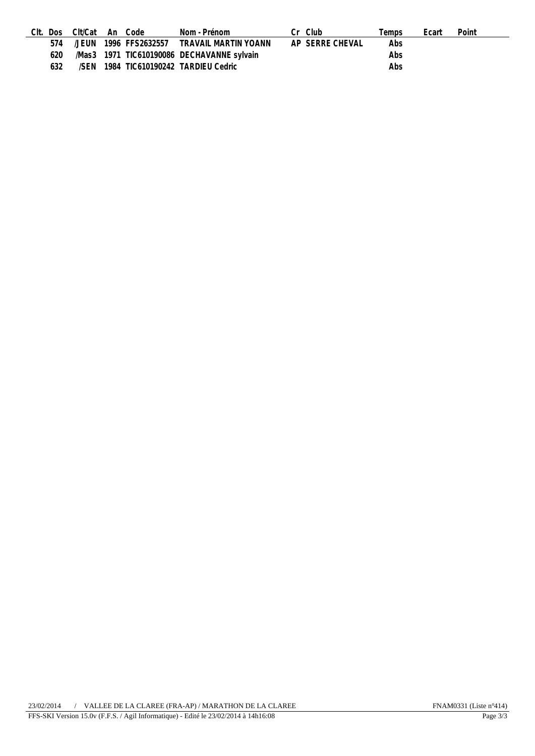| Clt. | Dos | Clt/Cat | An | Code | Nom - Prénom | Cr | Club | Temps | Ecart | Point |
|---|---|---|---|---|---|---|---|---|---|---|
| | 574 | /JEUN | 1996 | FFS2632557 | TRAVAIL MARTIN YOANN | AP | SERRE CHEVAL | Abs | | |
| | 620 | /Mas3 | 1971 | TIC610190086 | DECHAVANNE sylvain | | | Abs | | |
| | 632 | /SEN | 1984 | TIC610190242 | TARDIEU Cedric | | | Abs | | |

23/02/2014 / VALLEE DE LA CLAREE (FRA-AP) / MARATHON DE LA CLAREE

FNAM0331 (Liste n°414)

FFS-SKI Version 15.0v (F.F.S. / Agil Informatique) - Edité le 23/02/2014 à 14h16:08